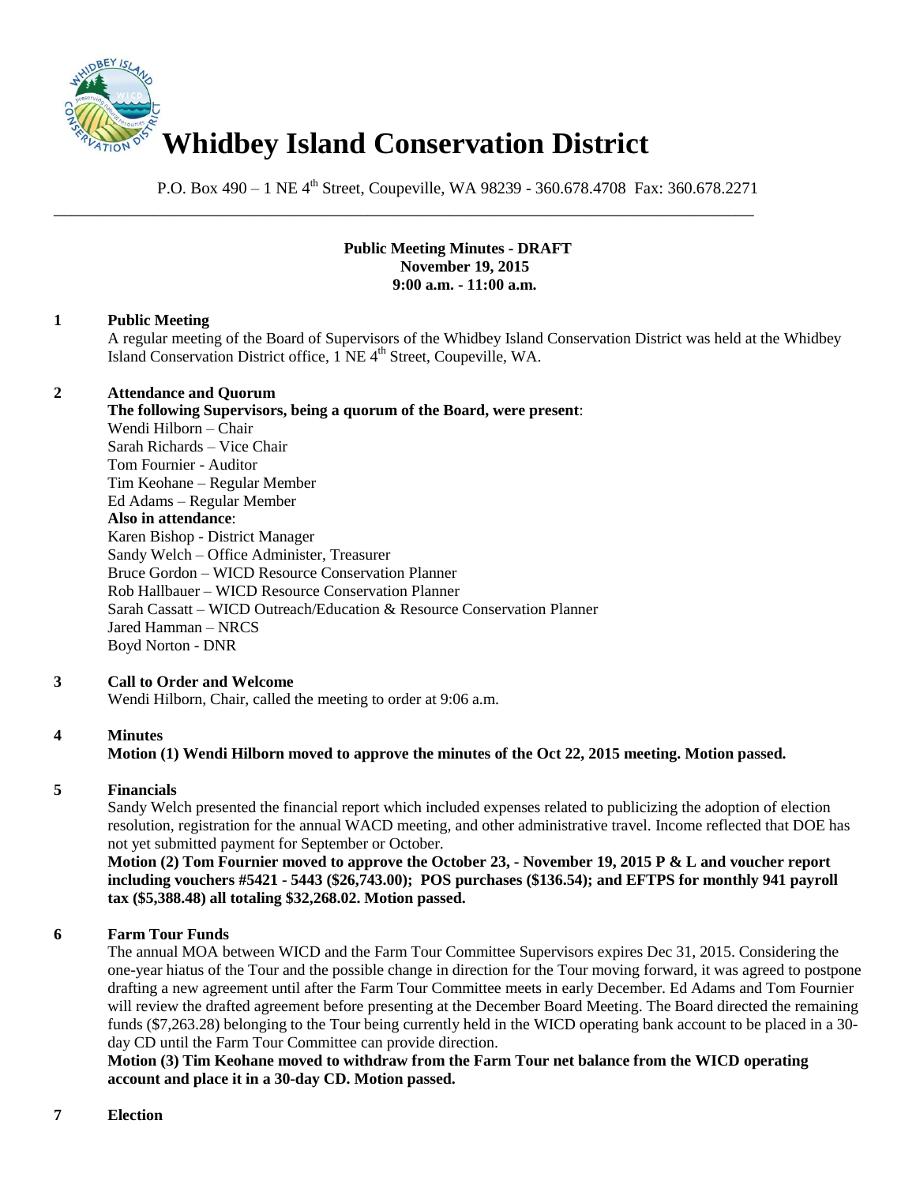# Whidbey Island Conservation District

P.O. Box 490 – 1 NE 4th Street, Coupeville, WA 98239 - 360.678.4708 Fax: 360.678.2271

---

**Public Meeting Minutes - DRAFT**
**November 19, 2015**
**9:00 a.m. - 11:00 a.m.**

## 1 Public Meeting

A regular meeting of the Board of Supervisors of the Whidbey Island Conservation District was held at the Whidbey Island Conservation District office, 1 NE 4th Street, Coupeville, WA.

## 2 Attendance and Quorum

**The following Supervisors, being a quorum of the Board, were present**:
Wendi Hilborn – Chair
Sarah Richards – Vice Chair
Tom Fournier - Auditor
Tim Keohane – Regular Member
Ed Adams – Regular Member

**Also in attendance**:
Karen Bishop - District Manager
Sandy Welch – Office Administer, Treasurer
Bruce Gordon – WICD Resource Conservation Planner
Rob Hallbauer – WICD Resource Conservation Planner
Sarah Cassatt – WICD Outreach/Education & Resource Conservation Planner
Jared Hamman – NRCS
Boyd Norton - DNR

## 3 Call to Order and Welcome

Wendi Hilborn, Chair, called the meeting to order at 9:06 a.m.

## 4 Minutes

**Motion (1) Wendi Hilborn moved to approve the minutes of the Oct 22, 2015 meeting. Motion passed.**

## 5 Financials

Sandy Welch presented the financial report which included expenses related to publicizing the adoption of election resolution, registration for the annual WACD meeting, and other administrative travel. Income reflected that DOE has not yet submitted payment for September or October.

**Motion (2) Tom Fournier moved to approve the October 23, - November 19, 2015 P & L and voucher report including vouchers #5421 - 5443 ($26,743.00); POS purchases ($136.54); and EFTPS for monthly 941 payroll tax ($5,388.48) all totaling $32,268.02. Motion passed.**

## 6 Farm Tour Funds

The annual MOA between WICD and the Farm Tour Committee Supervisors expires Dec 31, 2015. Considering the one-year hiatus of the Tour and the possible change in direction for the Tour moving forward, it was agreed to postpone drafting a new agreement until after the Farm Tour Committee meets in early December. Ed Adams and Tom Fournier will review the drafted agreement before presenting at the December Board Meeting. The Board directed the remaining funds ($7,263.28) belonging to the Tour being currently held in the WICD operating bank account to be placed in a 30-day CD until the Farm Tour Committee can provide direction.

**Motion (3) Tim Keohane moved to withdraw from the Farm Tour net balance from the WICD operating account and place it in a 30-day CD. Motion passed.**

## 7 Election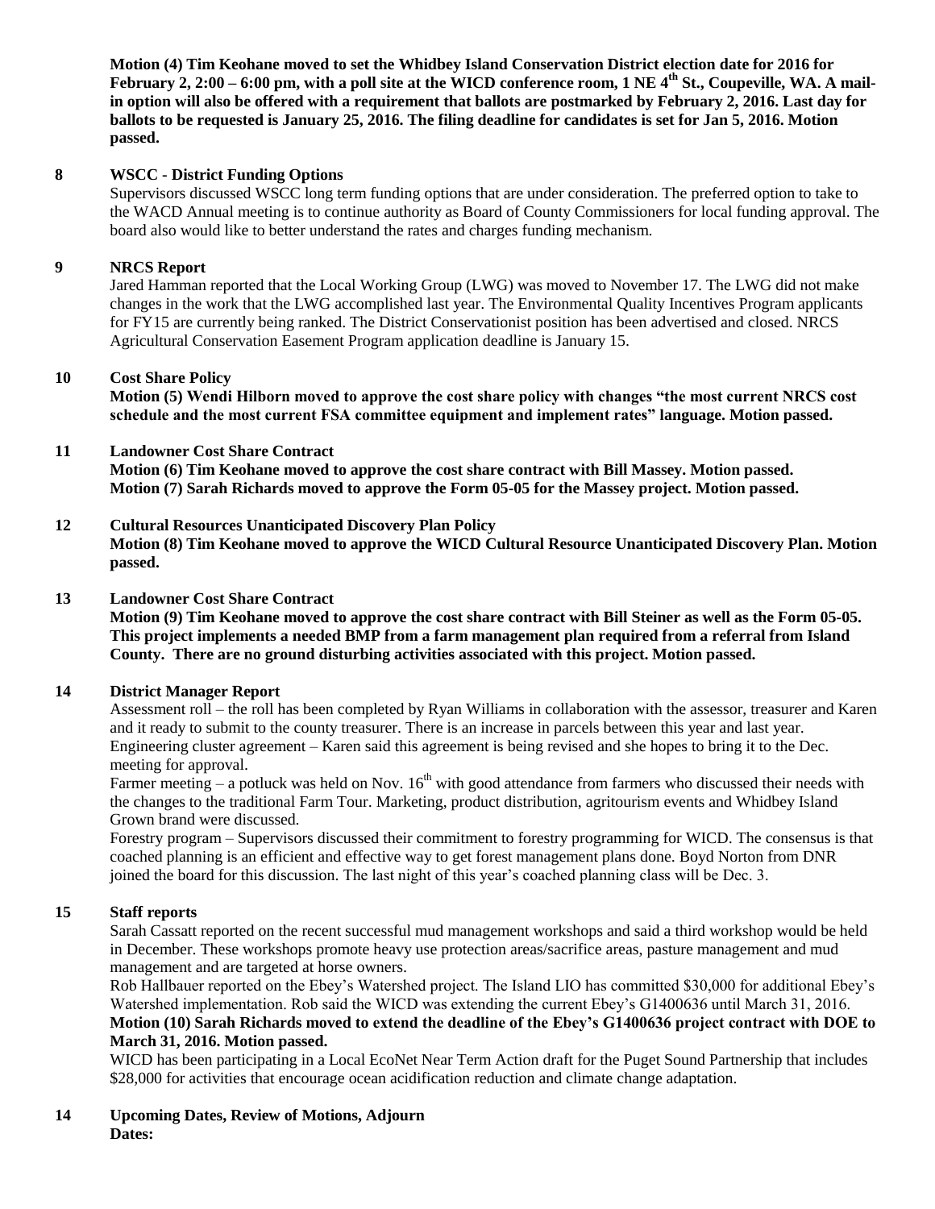**Motion (4) Tim Keohane moved to set the Whidbey Island Conservation District election date for 2016 for February 2, 2:00 – 6:00 pm, with a poll site at the WICD conference room, 1 NE 4th St., Coupeville, WA. A mail-in option will also be offered with a requirement that ballots are postmarked by February 2, 2016. Last day for ballots to be requested is January 25, 2016. The filing deadline for candidates is set for Jan 5, 2016. Motion passed.**

**8 WSCC - District Funding Options**

Supervisors discussed WSCC long term funding options that are under consideration. The preferred option to take to the WACD Annual meeting is to continue authority as Board of County Commissioners for local funding approval. The board also would like to better understand the rates and charges funding mechanism.

**9 NRCS Report**

Jared Hamman reported that the Local Working Group (LWG) was moved to November 17. The LWG did not make changes in the work that the LWG accomplished last year. The Environmental Quality Incentives Program applicants for FY15 are currently being ranked. The District Conservationist position has been advertised and closed. NRCS Agricultural Conservation Easement Program application deadline is January 15.

**10 Cost Share Policy**

**Motion (5) Wendi Hilborn moved to approve the cost share policy with changes "the most current NRCS cost schedule and the most current FSA committee equipment and implement rates" language. Motion passed.**

**11 Landowner Cost Share Contract**

**Motion (6) Tim Keohane moved to approve the cost share contract with Bill Massey. Motion passed.**
**Motion (7) Sarah Richards moved to approve the Form 05-05 for the Massey project. Motion passed.**

**12 Cultural Resources Unanticipated Discovery Plan Policy**

**Motion (8) Tim Keohane moved to approve the WICD Cultural Resource Unanticipated Discovery Plan. Motion passed.**

**13 Landowner Cost Share Contract**

**Motion (9) Tim Keohane moved to approve the cost share contract with Bill Steiner as well as the Form 05-05. This project implements a needed BMP from a farm management plan required from a referral from Island County. There are no ground disturbing activities associated with this project. Motion passed.**

**14 District Manager Report**

Assessment roll – the roll has been completed by Ryan Williams in collaboration with the assessor, treasurer and Karen and it ready to submit to the county treasurer. There is an increase in parcels between this year and last year.

Engineering cluster agreement – Karen said this agreement is being revised and she hopes to bring it to the Dec. meeting for approval.

Farmer meeting – a potluck was held on Nov. 16th with good attendance from farmers who discussed their needs with the changes to the traditional Farm Tour. Marketing, product distribution, agritourism events and Whidbey Island Grown brand were discussed.

Forestry program – Supervisors discussed their commitment to forestry programming for WICD. The consensus is that coached planning is an efficient and effective way to get forest management plans done. Boyd Norton from DNR joined the board for this discussion. The last night of this year's coached planning class will be Dec. 3.

**15 Staff reports**

Sarah Cassatt reported on the recent successful mud management workshops and said a third workshop would be held in December. These workshops promote heavy use protection areas/sacrifice areas, pasture management and mud management and are targeted at horse owners.

Rob Hallbauer reported on the Ebey's Watershed project. The Island LIO has committed $30,000 for additional Ebey's Watershed implementation. Rob said the WICD was extending the current Ebey's G1400636 until March 31, 2016.

**Motion (10) Sarah Richards moved to extend the deadline of the Ebey's G1400636 project contract with DOE to March 31, 2016. Motion passed.**

WICD has been participating in a Local EcoNet Near Term Action draft for the Puget Sound Partnership that includes $28,000 for activities that encourage ocean acidification reduction and climate change adaptation.

**14 Upcoming Dates, Review of Motions, Adjourn**

**Dates:**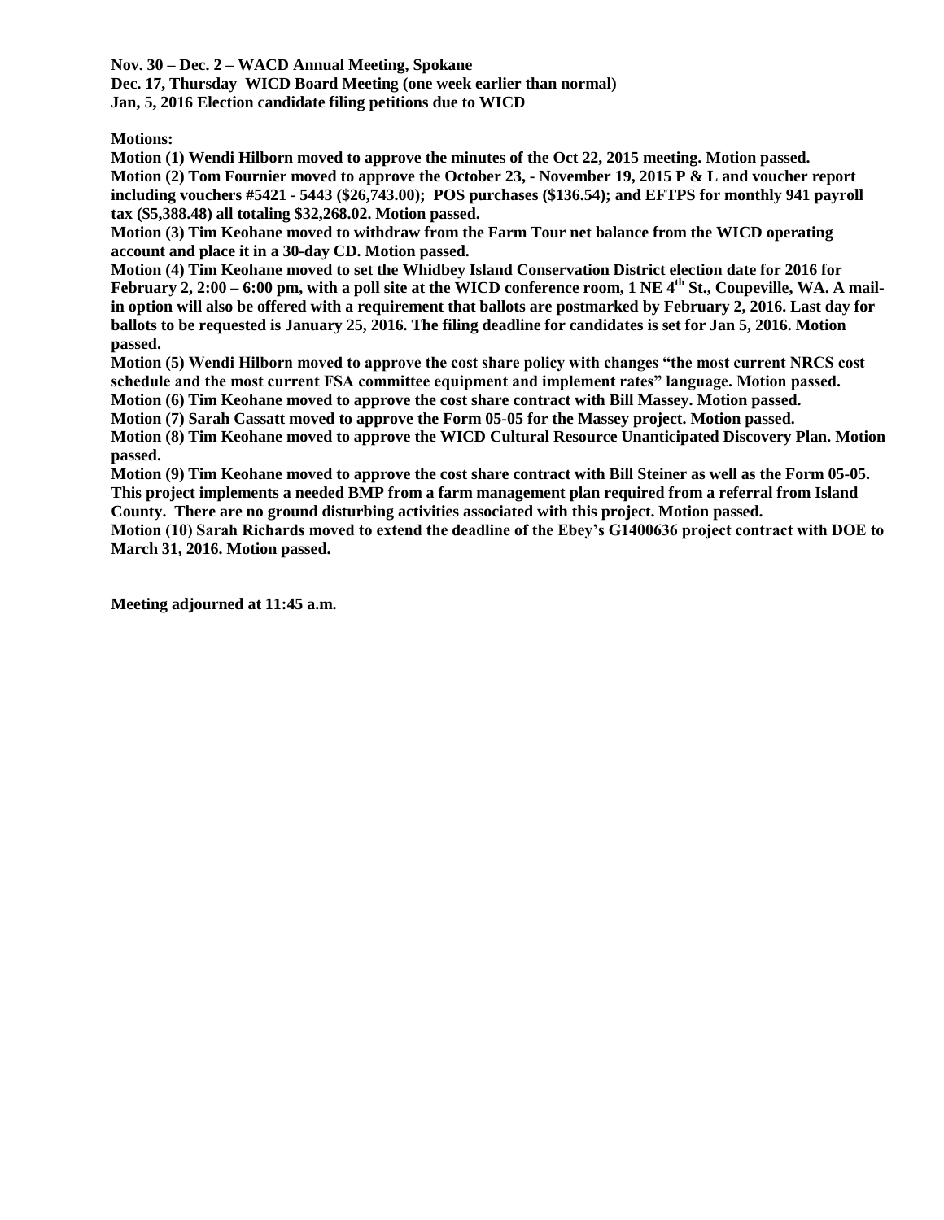**Nov. 30 – Dec. 2 – WACD Annual Meeting, Spokane**
**Dec. 17, Thursday WICD Board Meeting (one week earlier than normal)**
**Jan, 5, 2016 Election candidate filing petitions due to WICD**

**Motions:**

**Motion (1) Wendi Hilborn moved to approve the minutes of the Oct 22, 2015 meeting. Motion passed.**

**Motion (2) Tom Fournier moved to approve the October 23, - November 19, 2015 P & L and voucher report including vouchers #5421 - 5443 ($26,743.00); POS purchases ($136.54); and EFTPS for monthly 941 payroll tax ($5,388.48) all totaling $32,268.02. Motion passed.**

**Motion (3) Tim Keohane moved to withdraw from the Farm Tour net balance from the WICD operating account and place it in a 30-day CD. Motion passed.**

**Motion (4) Tim Keohane moved to set the Whidbey Island Conservation District election date for 2016 for February 2, 2:00 – 6:00 pm, with a poll site at the WICD conference room, 1 NE 4th St., Coupeville, WA. A mail-in option will also be offered with a requirement that ballots are postmarked by February 2, 2016. Last day for ballots to be requested is January 25, 2016. The filing deadline for candidates is set for Jan 5, 2016. Motion passed.**

**Motion (5) Wendi Hilborn moved to approve the cost share policy with changes "the most current NRCS cost schedule and the most current FSA committee equipment and implement rates" language. Motion passed.**

**Motion (6) Tim Keohane moved to approve the cost share contract with Bill Massey. Motion passed.**

**Motion (7) Sarah Cassatt moved to approve the Form 05-05 for the Massey project. Motion passed.**

**Motion (8) Tim Keohane moved to approve the WICD Cultural Resource Unanticipated Discovery Plan. Motion passed.**

**Motion (9) Tim Keohane moved to approve the cost share contract with Bill Steiner as well as the Form 05-05. This project implements a needed BMP from a farm management plan required from a referral from Island County. There are no ground disturbing activities associated with this project. Motion passed.**

**Motion (10) Sarah Richards moved to extend the deadline of the Ebey's G1400636 project contract with DOE to March 31, 2016. Motion passed.**

**Meeting adjourned at 11:45 a.m.**